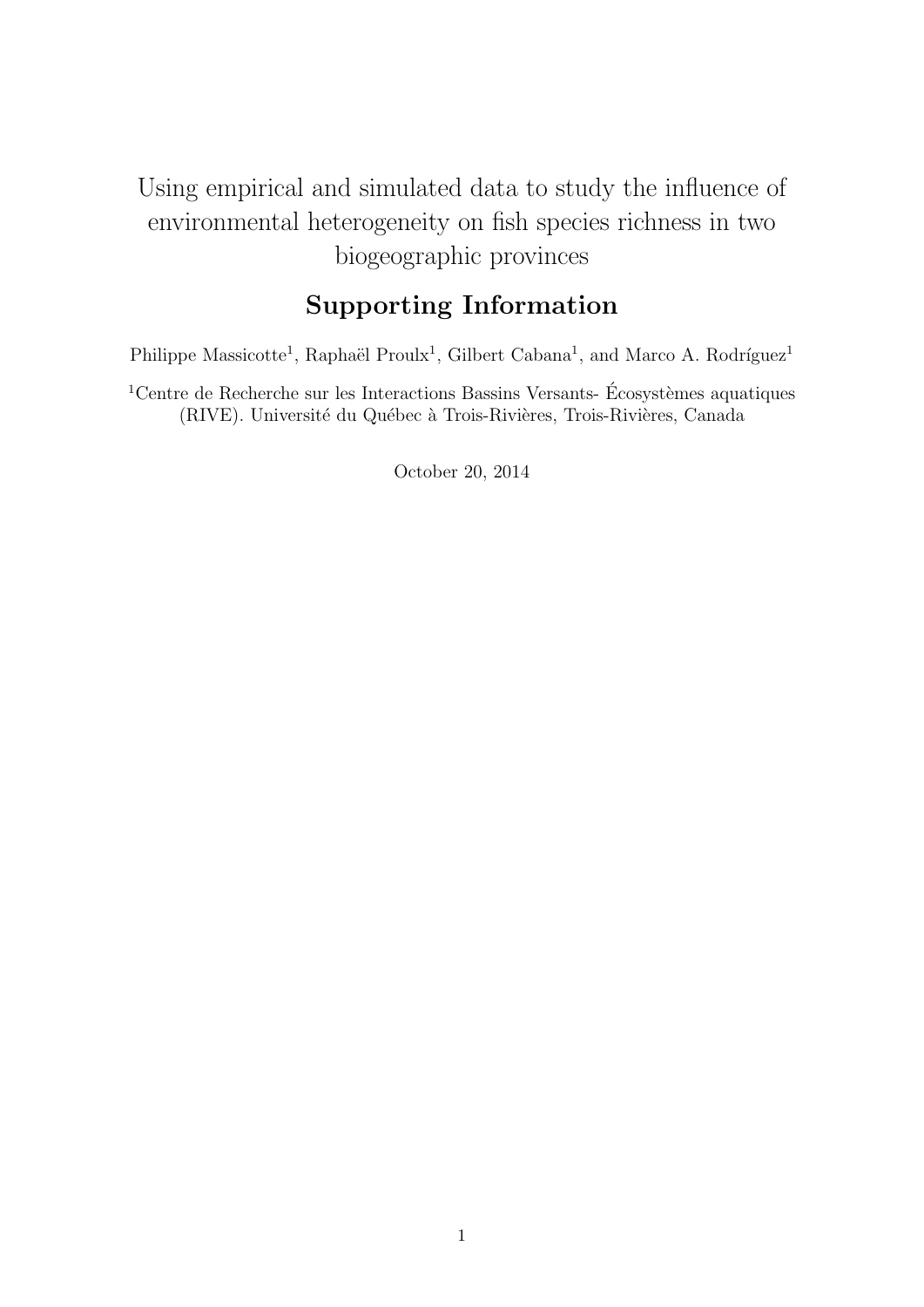# Using empirical and simulated data to study the influence of environmental heterogeneity on fish species richness in two biogeographic provinces

## Supporting Information

Philippe Massicotte[1], Raphaël Proulx[1], Gilbert Cabana[1], and Marco A. Rodríguez[1]

[1]Centre de Recherche sur les Interactions Bassins Versants- Écosystèmes aquatiques (RIVE). Université du Québec à Trois-Rivières, Trois-Rivières, Canada

October 20, 2014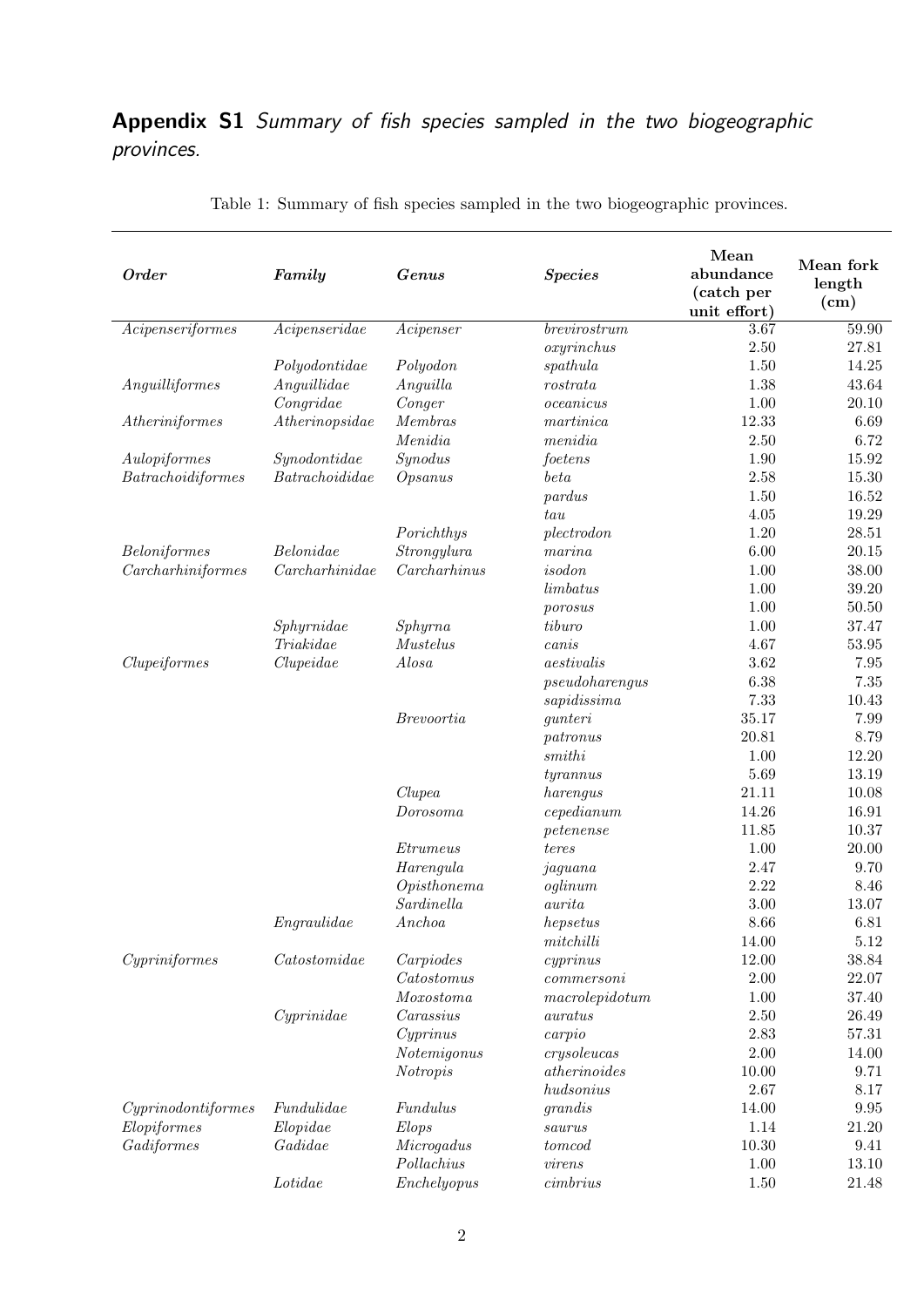## **Appendix S1** *Summary of fish species sampled in the two biogeographic provinces.*

Table 1: Summary of fish species sampled in the two biogeographic provinces.

| ***Order*** | ***Family*** | ***Genus*** | ***Species*** | **Mean abundance (catch per unit effort)** | **Mean fork length (cm)** |
|---|---|---|---|---|---|
| *Acipenseriformes* | *Acipenseridae* | *Acipenser* | *brevirostrum* | 3.67 | 59.90 |
| | | | *oxyrinchus* | 2.50 | 27.81 |
| | *Polyodontidae* | *Polyodon* | *spathula* | 1.50 | 14.25 |
| *Anguilliformes* | *Anguillidae* | *Anguilla* | *rostrata* | 1.38 | 43.64 |
| | *Congridae* | *Conger* | *oceanicus* | 1.00 | 20.10 |
| *Atheriniformes* | *Atherinopsidae* | *Membras* | *martinica* | 12.33 | 6.69 |
| | | *Menidia* | *menidia* | 2.50 | 6.72 |
| *Aulopiformes* | *Synodontidae* | *Synodus* | *foetens* | 1.90 | 15.92 |
| *Batrachoidiformes* | *Batrachoididae* | *Opsanus* | *beta* | 2.58 | 15.30 |
| | | | *pardus* | 1.50 | 16.52 |
| | | | *tau* | 4.05 | 19.29 |
| | | *Porichthys* | *plectrodon* | 1.20 | 28.51 |
| *Beloniformes* | *Belonidae* | *Strongylura* | *marina* | 6.00 | 20.15 |
| *Carcharhiniformes* | *Carcharhinidae* | *Carcharhinus* | *isodon* | 1.00 | 38.00 |
| | | | *limbatus* | 1.00 | 39.20 |
| | | | *porosus* | 1.00 | 50.50 |
| | *Sphyrnidae* | *Sphyrna* | *tiburo* | 1.00 | 37.47 |
| | *Triakidae* | *Mustelus* | *canis* | 4.67 | 53.95 |
| *Clupeiformes* | *Clupeidae* | *Alosa* | *aestivalis* | 3.62 | 7.95 |
| | | | *pseudoharengus* | 6.38 | 7.35 |
| | | | *sapidissima* | 7.33 | 10.43 |
| | | *Brevoortia* | *gunteri* | 35.17 | 7.99 |
| | | | *patronus* | 20.81 | 8.79 |
| | | | *smithi* | 1.00 | 12.20 |
| | | | *tyrannus* | 5.69 | 13.19 |
| | | *Clupea* | *harengus* | 21.11 | 10.08 |
| | | *Dorosoma* | *cepedianum* | 14.26 | 16.91 |
| | | | *petenense* | 11.85 | 10.37 |
| | | *Etrumeus* | *teres* | 1.00 | 20.00 |
| | | *Harengula* | *jaguana* | 2.47 | 9.70 |
| | | *Opisthonema* | *oglinum* | 2.22 | 8.46 |
| | | *Sardinella* | *aurita* | 3.00 | 13.07 |
| | *Engraulidae* | *Anchoa* | *hepsetus* | 8.66 | 6.81 |
| | | | *mitchilli* | 14.00 | 5.12 |
| *Cypriniformes* | *Catostomidae* | *Carpiodes* | *cyprinus* | 12.00 | 38.84 |
| | | *Catostomus* | *commersoni* | 2.00 | 22.07 |
| | | *Moxostoma* | *macrolepidotum* | 1.00 | 37.40 |
| | *Cyprinidae* | *Carassius* | *auratus* | 2.50 | 26.49 |
| | | *Cyprinus* | *carpio* | 2.83 | 57.31 |
| | | *Notemigonus* | *crysoleucas* | 2.00 | 14.00 |
| | | *Notropis* | *atherinoides* | 10.00 | 9.71 |
| | | | *hudsonius* | 2.67 | 8.17 |
| *Cyprinodontiformes* | *Fundulidae* | *Fundulus* | *grandis* | 14.00 | 9.95 |
| *Elopiformes* | *Elopidae* | *Elops* | *saurus* | 1.14 | 21.20 |
| *Gadiformes* | *Gadidae* | *Microgadus* | *tomcod* | 10.30 | 9.41 |
| | | *Pollachius* | *virens* | 1.00 | 13.10 |
| | *Lotidae* | *Enchelyopus* | *cimbrius* | 1.50 | 21.48 |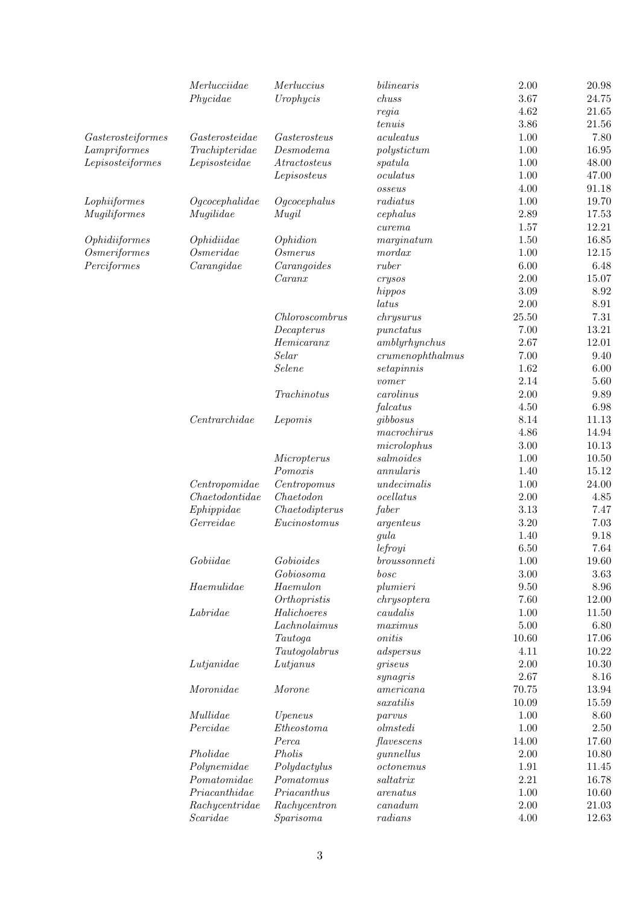| | | | | | |
|---|---|---|---|---|---|
| | *Merlucciidae* | *Merluccius* | *bilinearis* | 2.00 | 20.98 |
| | *Phycidae* | *Urophycis* | *chuss* | 3.67 | 24.75 |
| | | | *regia* | 4.62 | 21.65 |
| | | | *tenuis* | 3.86 | 21.56 |
| *Gasterosteiformes* | *Gasterosteidae* | *Gasterosteus* | *aculeatus* | 1.00 | 7.80 |
| *Lampriformes* | *Trachipteridae* | *Desmodema* | *polystictum* | 1.00 | 16.95 |
| *Lepisosteiformes* | *Lepisosteidae* | *Atractosteus* | *spatula* | 1.00 | 48.00 |
| | | *Lepisosteus* | *oculatus* | 1.00 | 47.00 |
| | | | *osseus* | 4.00 | 91.18 |
| *Lophiiformes* | *Ogcocephalidae* | *Ogcocephalus* | *radiatus* | 1.00 | 19.70 |
| *Mugiliformes* | *Mugilidae* | *Mugil* | *cephalus* | 2.89 | 17.53 |
| | | | *curema* | 1.57 | 12.21 |
| *Ophidiiformes* | *Ophidiidae* | *Ophidion* | *marginatum* | 1.50 | 16.85 |
| *Osmeriformes* | *Osmeridae* | *Osmerus* | *mordax* | 1.00 | 12.15 |
| *Perciformes* | *Carangidae* | *Carangoides* | *ruber* | 6.00 | 6.48 |
| | | *Caranx* | *crysos* | 2.00 | 15.07 |
| | | | *hippos* | 3.09 | 8.92 |
| | | | *latus* | 2.00 | 8.91 |
| | | *Chloroscombrus* | *chrysurus* | 25.50 | 7.31 |
| | | *Decapterus* | *punctatus* | 7.00 | 13.21 |
| | | *Hemicaranx* | *amblyrhynchus* | 2.67 | 12.01 |
| | | *Selar* | *crumenophthalmus* | 7.00 | 9.40 |
| | | *Selene* | *setapinnis* | 1.62 | 6.00 |
| | | | *vomer* | 2.14 | 5.60 |
| | | *Trachinotus* | *carolinus* | 2.00 | 9.89 |
| | | | *falcatus* | 4.50 | 6.98 |
| | *Centrarchidae* | *Lepomis* | *gibbosus* | 8.14 | 11.13 |
| | | | *macrochirus* | 4.86 | 14.94 |
| | | | *microlophus* | 3.00 | 10.13 |
| | | *Micropterus* | *salmoides* | 1.00 | 10.50 |
| | | *Pomoxis* | *annularis* | 1.40 | 15.12 |
| | *Centropomidae* | *Centropomus* | *undecimalis* | 1.00 | 24.00 |
| | *Chaetodontidae* | *Chaetodon* | *ocellatus* | 2.00 | 4.85 |
| | *Ephippidae* | *Chaetodipterus* | *faber* | 3.13 | 7.47 |
| | *Gerreidae* | *Eucinostomus* | *argenteus* | 3.20 | 7.03 |
| | | | *gula* | 1.40 | 9.18 |
| | | | *lefroyi* | 6.50 | 7.64 |
| | *Gobiidae* | *Gobioides* | *broussonneti* | 1.00 | 19.60 |
| | | *Gobiosoma* | *bosc* | 3.00 | 3.63 |
| | *Haemulidae* | *Haemulon* | *plumieri* | 9.50 | 8.96 |
| | | *Orthopristis* | *chrysoptera* | 7.60 | 12.00 |
| | *Labridae* | *Halichoeres* | *caudalis* | 1.00 | 11.50 |
| | | *Lachnolaimus* | *maximus* | 5.00 | 6.80 |
| | | *Tautoga* | *onitis* | 10.60 | 17.06 |
| | | *Tautogolabrus* | *adspersus* | 4.11 | 10.22 |
| | *Lutjanidae* | *Lutjanus* | *griseus* | 2.00 | 10.30 |
| | | | *synagris* | 2.67 | 8.16 |
| | *Moronidae* | *Morone* | *americana* | 70.75 | 13.94 |
| | | | *saxatilis* | 10.09 | 15.59 |
| | *Mullidae* | *Upeneus* | *parvus* | 1.00 | 8.60 |
| | *Percidae* | *Etheostoma* | *olmstedi* | 1.00 | 2.50 |
| | | *Perca* | *flavescens* | 14.00 | 17.60 |
| | *Pholidae* | *Pholis* | *gunnellus* | 2.00 | 10.80 |
| | *Polynemidae* | *Polydactylus* | *octonemus* | 1.91 | 11.45 |
| | *Pomatomidae* | *Pomatomus* | *saltatrix* | 2.21 | 16.78 |
| | *Priacanthidae* | *Priacanthus* | *arenatus* | 1.00 | 10.60 |
| | *Rachycentridae* | *Rachycentron* | *canadum* | 2.00 | 21.03 |
| | *Scaridae* | *Sparisoma* | *radians* | 4.00 | 12.63 |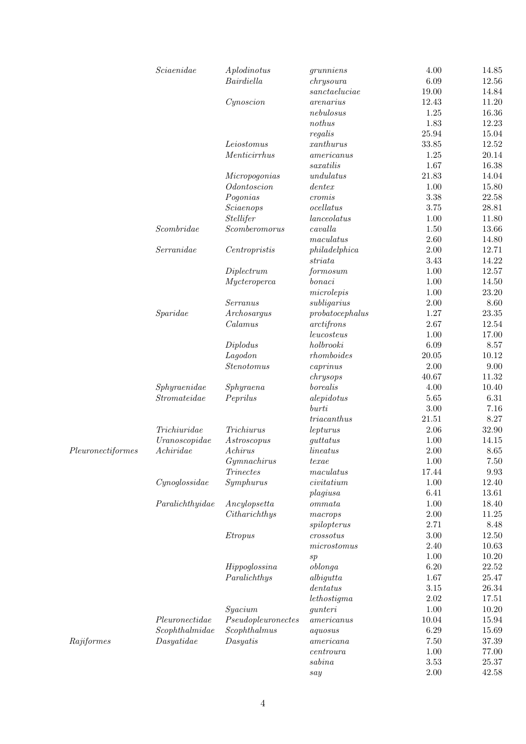| | | | | | |
|---|---|---|---|---|---|
| | *Sciaenidae* | *Aplodinotus* | *grunniens* | 4.00 | 14.85 |
| | | *Bairdiella* | *chrysoura* | 6.09 | 12.56 |
| | | | *sanctaeluciae* | 19.00 | 14.84 |
| | | *Cynoscion* | *arenarius* | 12.43 | 11.20 |
| | | | *nebulosus* | 1.25 | 16.36 |
| | | | *nothus* | 1.83 | 12.23 |
| | | | *regalis* | 25.94 | 15.04 |
| | | *Leiostomus* | *xanthurus* | 33.85 | 12.52 |
| | | *Menticirrhus* | *americanus* | 1.25 | 20.14 |
| | | | *saxatilis* | 1.67 | 16.38 |
| | | *Micropogonias* | *undulatus* | 21.83 | 14.04 |
| | | *Odontoscion* | *dentex* | 1.00 | 15.80 |
| | | *Pogonias* | *cromis* | 3.38 | 22.58 |
| | | *Sciaenops* | *ocellatus* | 3.75 | 28.81 |
| | | *Stellifer* | *lanceolatus* | 1.00 | 11.80 |
| | *Scombridae* | *Scomberomorus* | *cavalla* | 1.50 | 13.66 |
| | | | *maculatus* | 2.60 | 14.80 |
| | *Serranidae* | *Centropristis* | *philadelphica* | 2.00 | 12.71 |
| | | | *striata* | 3.43 | 14.22 |
| | | *Diplectrum* | *formosum* | 1.00 | 12.57 |
| | | *Mycteroperca* | *bonaci* | 1.00 | 14.50 |
| | | | *microlepis* | 1.00 | 23.20 |
| | | *Serranus* | *subligarius* | 2.00 | 8.60 |
| | *Sparidae* | *Archosargus* | *probatocephalus* | 1.27 | 23.35 |
| | | *Calamus* | *arctifrons* | 2.67 | 12.54 |
| | | | *leucosteus* | 1.00 | 17.00 |
| | | *Diplodus* | *holbrooki* | 6.09 | 8.57 |
| | | *Lagodon* | *rhomboides* | 20.05 | 10.12 |
| | | *Stenotomus* | *caprinus* | 2.00 | 9.00 |
| | | | *chrysops* | 40.67 | 11.32 |
| | *Sphyraenidae* | *Sphyraena* | *borealis* | 4.00 | 10.40 |
| | *Stromateidae* | *Peprilus* | *alepidotus* | 5.65 | 6.31 |
| | | | *burti* | 3.00 | 7.16 |
| | | | *triacanthus* | 21.51 | 8.27 |
| | *Trichiuridae* | *Trichiurus* | *lepturus* | 2.06 | 32.90 |
| | *Uranoscopidae* | *Astroscopus* | *guttatus* | 1.00 | 14.15 |
| *Pleuronectiformes* | *Achiridae* | *Achirus* | *lineatus* | 2.00 | 8.65 |
| | | *Gymnachirus* | *texae* | 1.00 | 7.50 |
| | | *Trinectes* | *maculatus* | 17.44 | 9.93 |
| | *Cynoglossidae* | *Symphurus* | *civitatium* | 1.00 | 12.40 |
| | | | *plagiusa* | 6.41 | 13.61 |
| | *Paralichthyidae* | *Ancylopsetta* | *ommata* | 1.00 | 18.40 |
| | | *Citharichthys* | *macrops* | 2.00 | 11.25 |
| | | | *spilopterus* | 2.71 | 8.48 |
| | | *Etropus* | *crossotus* | 3.00 | 12.50 |
| | | | *microstomus* | 2.40 | 10.63 |
| | | | *sp* | 1.00 | 10.20 |
| | | *Hippoglossina* | *oblonga* | 6.20 | 22.52 |
| | | *Paralichthys* | *albigutta* | 1.67 | 25.47 |
| | | | *dentatus* | 3.15 | 26.34 |
| | | | *lethostigma* | 2.02 | 17.51 |
| | | *Syacium* | *gunteri* | 1.00 | 10.20 |
| | *Pleuronectidae* | *Pseudopleuronectes* | *americanus* | 10.04 | 15.94 |
| | *Scophthalmidae* | *Scophthalmus* | *aquosus* | 6.29 | 15.69 |
| *Rajiformes* | *Dasyatidae* | *Dasyatis* | *americana* | 7.50 | 37.39 |
| | | | *centroura* | 1.00 | 77.00 |
| | | | *sabina* | 3.53 | 25.37 |
| | | | *say* | 2.00 | 42.58 |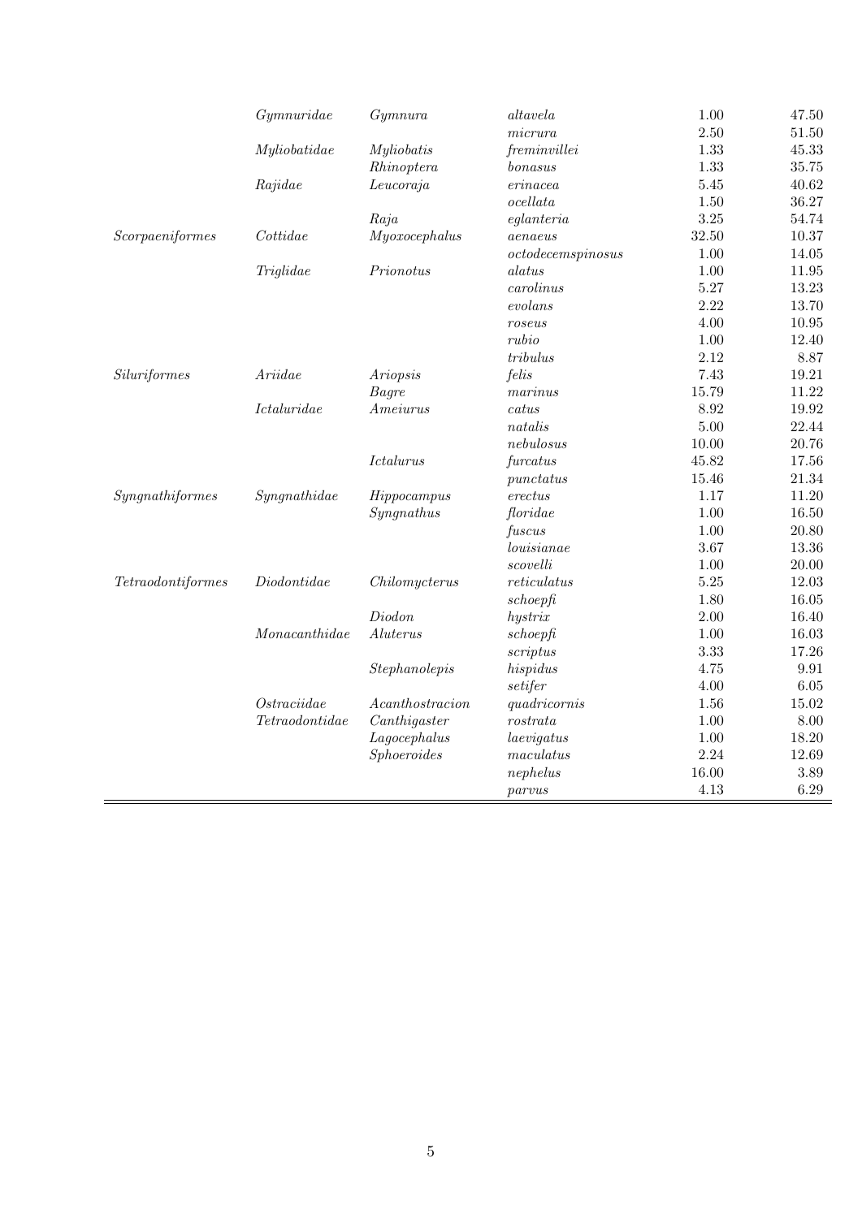| | | | | | |
|---|---|---|---|---|---|
| | *Gymnuridae* | *Gymnura* | *altavela* | 1.00 | 47.50 |
| | | | *micrura* | 2.50 | 51.50 |
| | *Myliobatidae* | *Myliobatis* | *freminvillei* | 1.33 | 45.33 |
| | | *Rhinoptera* | *bonasus* | 1.33 | 35.75 |
| | *Rajidae* | *Leucoraja* | *erinacea* | 5.45 | 40.62 |
| | | | *ocellata* | 1.50 | 36.27 |
| | | *Raja* | *eglanteria* | 3.25 | 54.74 |
| *Scorpaeniformes* | *Cottidae* | *Myoxocephalus* | *aenaeus* | 32.50 | 10.37 |
| | | | *octodecemspinosus* | 1.00 | 14.05 |
| | *Triglidae* | *Prionotus* | *alatus* | 1.00 | 11.95 |
| | | | *carolinus* | 5.27 | 13.23 |
| | | | *evolans* | 2.22 | 13.70 |
| | | | *roseus* | 4.00 | 10.95 |
| | | | *rubio* | 1.00 | 12.40 |
| | | | *tribulus* | 2.12 | 8.87 |
| *Siluriformes* | *Ariidae* | *Ariopsis* | *felis* | 7.43 | 19.21 |
| | | *Bagre* | *marinus* | 15.79 | 11.22 |
| | *Ictaluridae* | *Ameiurus* | *catus* | 8.92 | 19.92 |
| | | | *natalis* | 5.00 | 22.44 |
| | | | *nebulosus* | 10.00 | 20.76 |
| | | *Ictalurus* | *furcatus* | 45.82 | 17.56 |
| | | | *punctatus* | 15.46 | 21.34 |
| *Syngnathiformes* | *Syngnathidae* | *Hippocampus* | *erectus* | 1.17 | 11.20 |
| | | *Syngnathus* | *floridae* | 1.00 | 16.50 |
| | | | *fuscus* | 1.00 | 20.80 |
| | | | *louisianae* | 3.67 | 13.36 |
| | | | *scovelli* | 1.00 | 20.00 |
| *Tetraodontiformes* | *Diodontidae* | *Chilomycterus* | *reticulatus* | 5.25 | 12.03 |
| | | | *schoepfi* | 1.80 | 16.05 |
| | | *Diodon* | *hystrix* | 2.00 | 16.40 |
| | *Monacanthidae* | *Aluterus* | *schoepfi* | 1.00 | 16.03 |
| | | | *scriptus* | 3.33 | 17.26 |
| | | *Stephanolepis* | *hispidus* | 4.75 | 9.91 |
| | | | *setifer* | 4.00 | 6.05 |
| | *Ostraciidae* | *Acanthostracion* | *quadricornis* | 1.56 | 15.02 |
| | *Tetraodontidae* | *Canthigaster* | *rostrata* | 1.00 | 8.00 |
| | | *Lagocephalus* | *laevigatus* | 1.00 | 18.20 |
| | | *Sphoeroides* | *maculatus* | 2.24 | 12.69 |
| | | | *nephelus* | 16.00 | 3.89 |
| | | | *parvus* | 4.13 | 6.29 |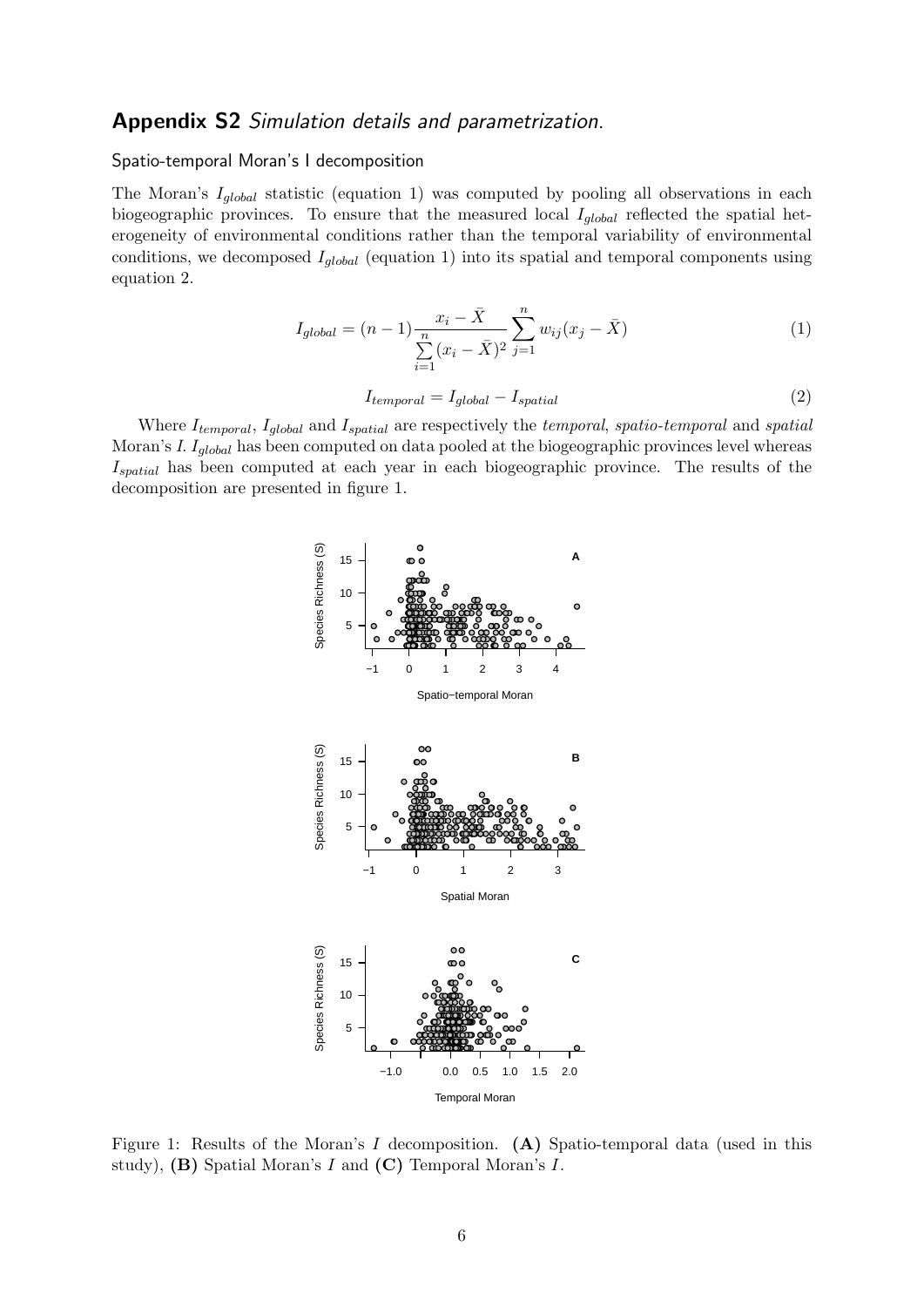## **Appendix S2** *Simulation details and parametrization.*

### Spatio-temporal Moran's I decomposition

The Moran's $I_{global}$ statistic (equation 1) was computed by pooling all observations in each biogeographic provinces. To ensure that the measured local $I_{global}$ reflected the spatial heterogeneity of environmental conditions rather than the temporal variability of environmental conditions, we decomposed $I_{global}$ (equation 1) into its spatial and temporal components using equation 2.

$$I_{global} = (n-1)\frac{x_i - \bar{X}}{\sum_{i=1}^{n}(x_i - \bar{X})^2}\sum_{j=1}^{n} w_{ij}(x_j - \bar{X}) \tag{1}$$

$$I_{temporal} = I_{global} - I_{spatial} \tag{2}$$

Where $I_{temporal}$, $I_{global}$ and $I_{spatial}$ are respectively the *temporal*, *spatio-temporal* and *spatial* Moran's $I$. $I_{global}$ has been computed on data pooled at the biogeographic provinces level whereas $I_{spatial}$ has been computed at each year in each biogeographic province. The results of the decomposition are presented in figure 1.

Figure 1: Results of the Moran's $I$ decomposition. **(A)** Spatio-temporal data (used in this study), **(B)** Spatial Moran's $I$ and **(C)** Temporal Moran's $I$.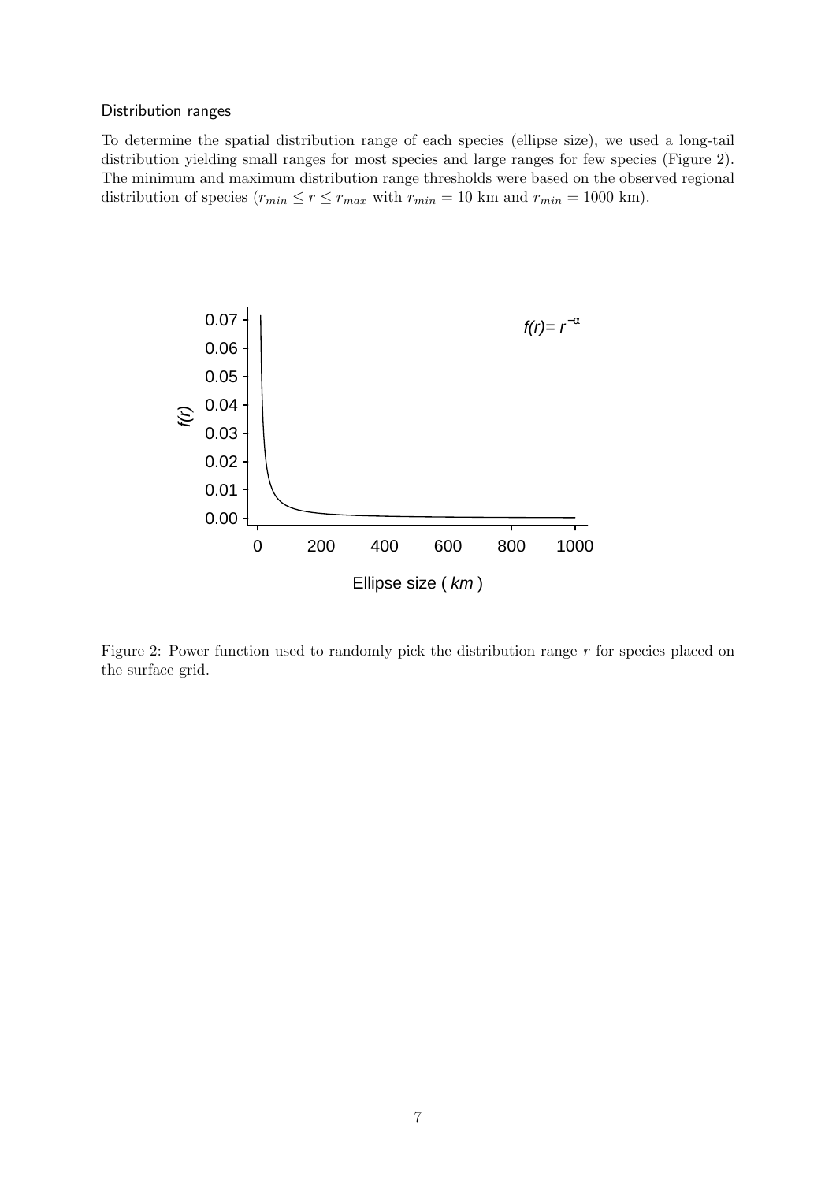### Distribution ranges

To determine the spatial distribution range of each species (ellipse size), we used a long-tail distribution yielding small ranges for most species and large ranges for few species (Figure 2). The minimum and maximum distribution range thresholds were based on the observed regional distribution of species ($r_{min} \leq r \leq r_{max}$ with $r_{min} = 10$ km and $r_{min} = 1000$ km).

Figure 2: Power function used to randomly pick the distribution range $r$ for species placed on the surface grid.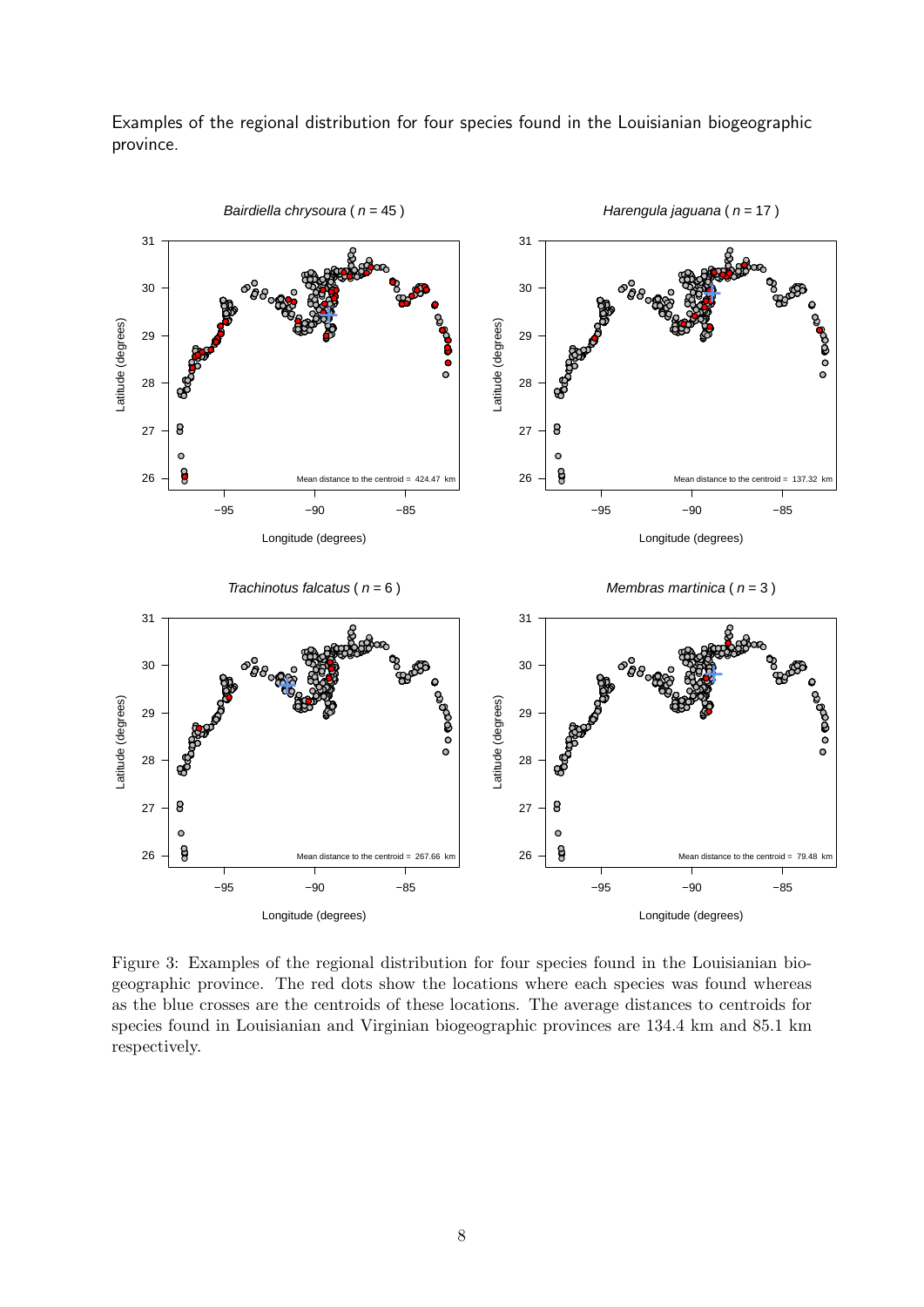Examples of the regional distribution for four species found in the Louisianian biogeographic province.

Figure 3: Examples of the regional distribution for four species found in the Louisianian biogeographic province. The red dots show the locations where each species was found whereas as the blue crosses are the centroids of these locations. The average distances to centroids for species found in Louisianian and Virginian biogeographic provinces are 134.4 km and 85.1 km respectively.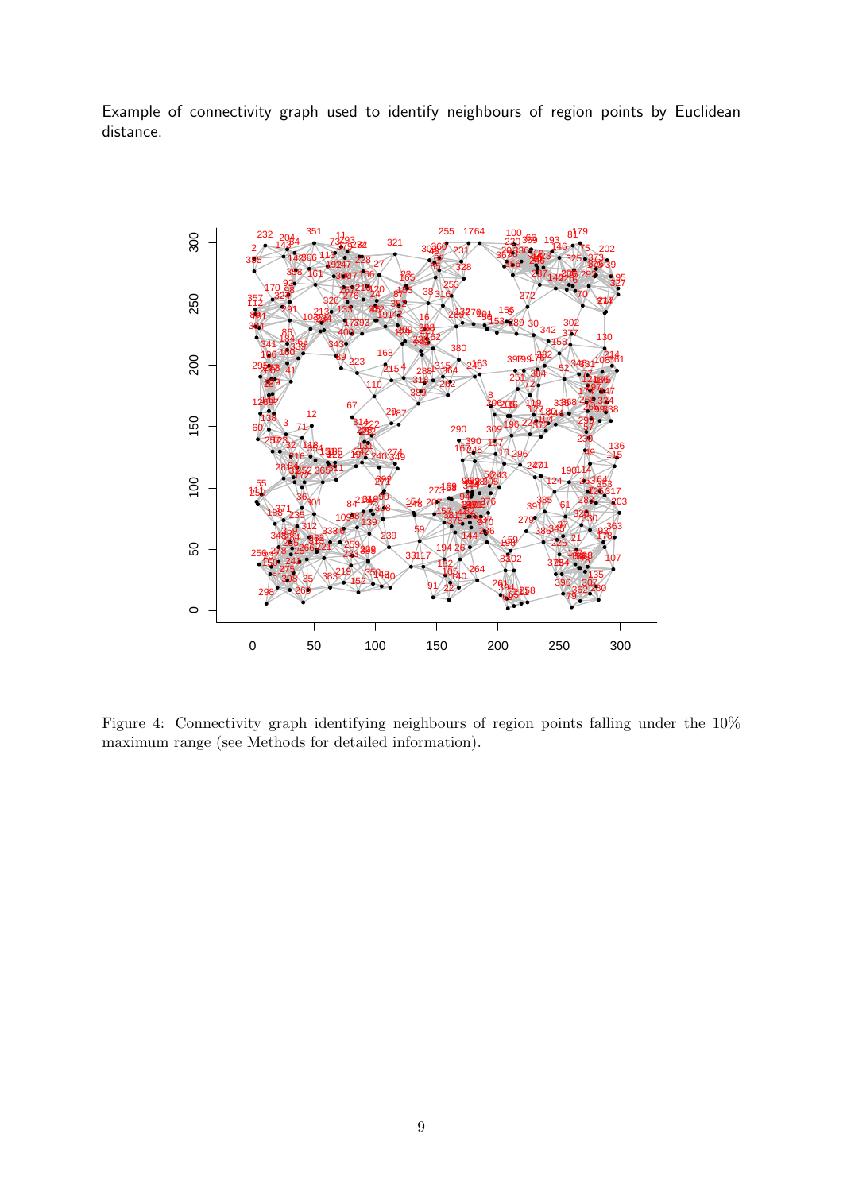Example of connectivity graph used to identify neighbours of region points by Euclidean distance.

0
50
100
150
200
250
300

0
50
100
150
200
250
300

Figure 4: Connectivity graph identifying neighbours of region points falling under the 10% maximum range (see Methods for detailed information).